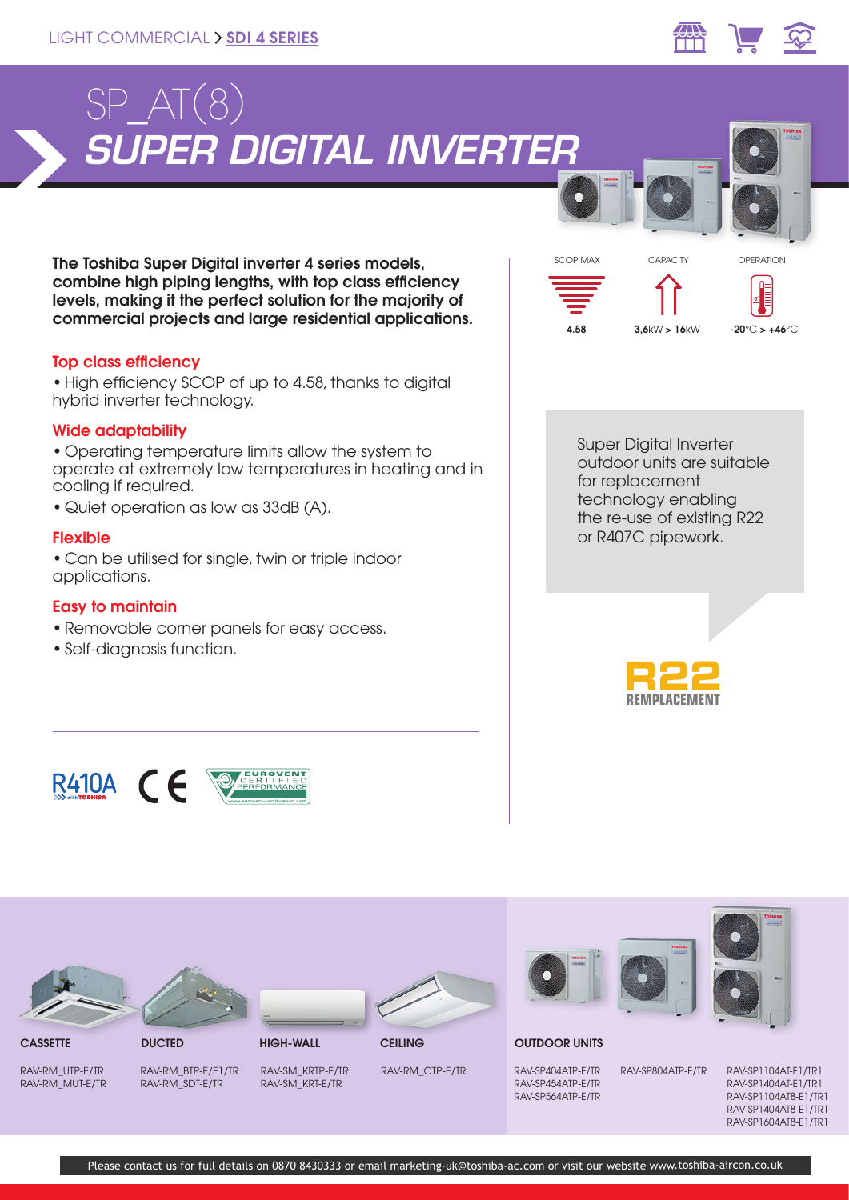LIGHT COMMERCIAL > **SDI 4 SERIES**

# SP_AT(8)
# *SUPER DIGITAL INVERTER*

| SCOP MAX | CAPACITY | OPERATION |
|---|---|---|
| 4.58 | 3,6kW > 16kW | -20°C > +46°C |

**The Toshiba Super Digital inverter 4 series models, combine high piping lengths, with top class efficiency levels, making it the perfect solution for the majority of commercial projects and large residential applications.**

### Top class efficiency

- High efficiency SCOP of up to 4.58, thanks to digital hybrid inverter technology.

### Wide adaptability

- Operating temperature limits allow the system to operate at extremely low temperatures in heating and in cooling if required.
- Quiet operation as low as 33dB (A).

### Flexible

- Can be utilised for single, twin or triple indoor applications.

### Easy to maintain

- Removable corner panels for easy access.
- Self-diagnosis function.

Super Digital Inverter outdoor units are suitable for replacement technology enabling the re-use of existing R22 or R407C pipework.

**R22 REMPLACEMENT**

R410A with TOSHIBA · CE · EUROVENT CERTIFIED PERFORMANCE

| CASSETTE | DUCTED | HIGH-WALL | CEILING |
|---|---|---|---|
| RAV-RM_UTP-E/TR<br>RAV-RM_MUT-E/TR | RAV-RM_BTP-E/E1/TR<br>RAV-RM_SDT-E/TR | RAV-SM_KRTP-E/TR<br>RAV-SM_KRT-E/TR | RAV-RM_CTP-E/TR |

**OUTDOOR UNITS**

| | | |
|---|---|---|
| RAV-SP404ATP-E/TR<br>RAV-SP454ATP-E/TR<br>RAV-SP564ATP-E/TR | RAV-SP804ATP-E/TR | RAV-SP1104AT-E1/TR1<br>RAV-SP1404AT-E1/TR1<br>RAV-SP1104AT8-E1/TR1<br>RAV-SP1404AT8-E1/TR1<br>RAV-SP1604AT8-E1/TR1 |

Please contact us for full details on 0870 8430333 or email marketing-uk@toshiba-ac.com or visit our website www.toshiba-aircon.co.uk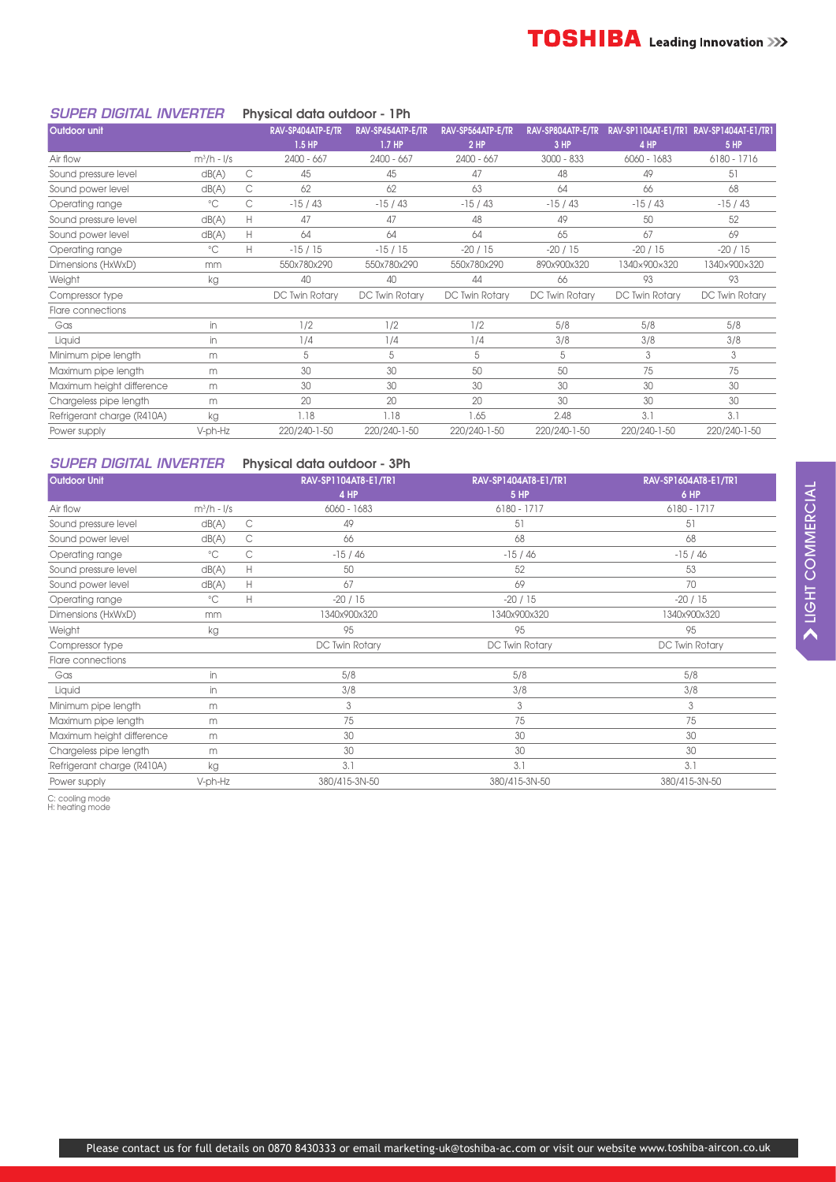## *SUPER DIGITAL INVERTER* Physical data outdoor - 1Ph

| Outdoor unit | | | RAV-SP404ATP-E/TR | RAV-SP454ATP-E/TR | RAV-SP564ATP-E/TR | RAV-SP804ATP-E/TR | RAV-SP1104AT-E1/TR1 | RAV-SP1404AT-E1/TR1 |
|---|---|---|---|---|---|---|---|---|
| | | | 1.5 HP | 1.7 HP | 2 HP | 3 HP | 4 HP | 5 HP |
| Air flow | $m^3/h$ - l/s | | 2400 - 667 | 2400 - 667 | 2400 - 667 | 3000 - 833 | 6060 - 1683 | 6180 - 1716 |
| Sound pressure level | dB(A) | C | 45 | 45 | 47 | 48 | 49 | 51 |
| Sound power level | dB(A) | C | 62 | 62 | 63 | 64 | 66 | 68 |
| Operating range | °C | C | -15 / 43 | -15 / 43 | -15 / 43 | -15 / 43 | -15 / 43 | -15 / 43 |
| Sound pressure level | dB(A) | H | 47 | 47 | 48 | 49 | 50 | 52 |
| Sound power level | dB(A) | H | 64 | 64 | 64 | 65 | 67 | 69 |
| Operating range | °C | H | -15 / 15 | -15 / 15 | -20 / 15 | -20 / 15 | -20 / 15 | -20 / 15 |
| Dimensions (HxWxD) | mm | | 550x780x290 | 550x780x290 | 550x780x290 | 890x900x320 | 1340×900×320 | 1340×900×320 |
| Weight | kg | | 40 | 40 | 44 | 66 | 93 | 93 |
| Compressor type | | | DC Twin Rotary | DC Twin Rotary | DC Twin Rotary | DC Twin Rotary | DC Twin Rotary | DC Twin Rotary |
| Flare connections | | | | | | | | |
| Gas | in | | 1/2 | 1/2 | 1/2 | 5/8 | 5/8 | 5/8 |
| Liquid | in | | 1/4 | 1/4 | 1/4 | 3/8 | 3/8 | 3/8 |
| Minimum pipe length | m | | 5 | 5 | 5 | 5 | 3 | 3 |
| Maximum pipe length | m | | 30 | 30 | 50 | 50 | 75 | 75 |
| Maximum height difference | m | | 30 | 30 | 30 | 30 | 30 | 30 |
| Chargeless pipe length | m | | 20 | 20 | 20 | 30 | 30 | 30 |
| Refrigerant charge (R410A) | kg | | 1.18 | 1.18 | 1.65 | 2.48 | 3.1 | 3.1 |
| Power supply | V-ph-Hz | | 220/240-1-50 | 220/240-1-50 | 220/240-1-50 | 220/240-1-50 | 220/240-1-50 | 220/240-1-50 |

## *SUPER DIGITAL INVERTER* Physical data outdoor - 3Ph

| Outdoor Unit | | | RAV-SP1104AT8-E1/TR1 | RAV-SP1404AT8-E1/TR1 | RAV-SP1604AT8-E1/TR1 |
|---|---|---|---|---|---|
| | | | 4 HP | 5 HP | 6 HP |
| Air flow | $m^3/h$ - l/s | | 6060 - 1683 | 6180 - 1717 | 6180 - 1717 |
| Sound pressure level | dB(A) | C | 49 | 51 | 51 |
| Sound power level | dB(A) | C | 66 | 68 | 68 |
| Operating range | °C | C | -15 / 46 | -15 / 46 | -15 / 46 |
| Sound pressure level | dB(A) | H | 50 | 52 | 53 |
| Sound power level | dB(A) | H | 67 | 69 | 70 |
| Operating range | °C | H | -20 / 15 | -20 / 15 | -20 / 15 |
| Dimensions (HxWxD) | mm | | 1340x900x320 | 1340x900x320 | 1340x900x320 |
| Weight | kg | | 95 | 95 | 95 |
| Compressor type | | | DC Twin Rotary | DC Twin Rotary | DC Twin Rotary |
| Flare connections | | | | | |
| Gas | in | | 5/8 | 5/8 | 5/8 |
| Liquid | in | | 3/8 | 3/8 | 3/8 |
| Minimum pipe length | m | | 3 | 3 | 3 |
| Maximum pipe length | m | | 75 | 75 | 75 |
| Maximum height difference | m | | 30 | 30 | 30 |
| Chargeless pipe length | m | | 30 | 30 | 30 |
| Refrigerant charge (R410A) | kg | | 3.1 | 3.1 | 3.1 |
| Power supply | V-ph-Hz | | 380/415-3N-50 | 380/415-3N-50 | 380/415-3N-50 |

C: cooling mode
H: heating mode

Please contact us for full details on 0870 8430333 or email marketing-uk@toshiba-ac.com or visit our website www.toshiba-aircon.co.uk